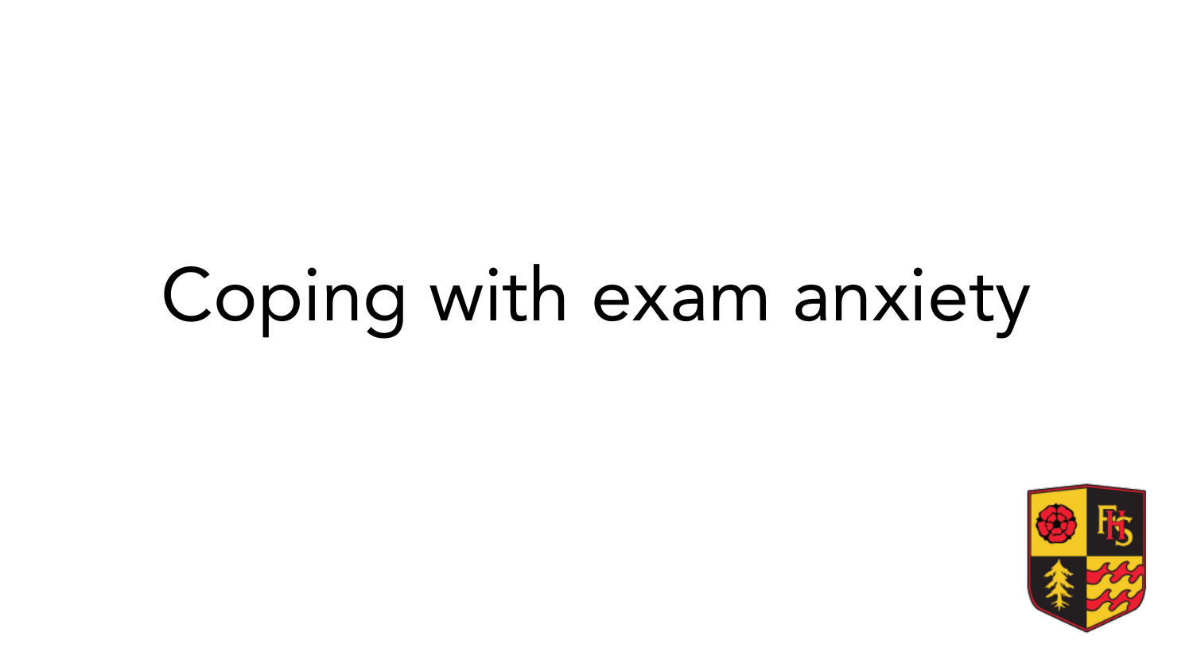# Coping with exam anxiety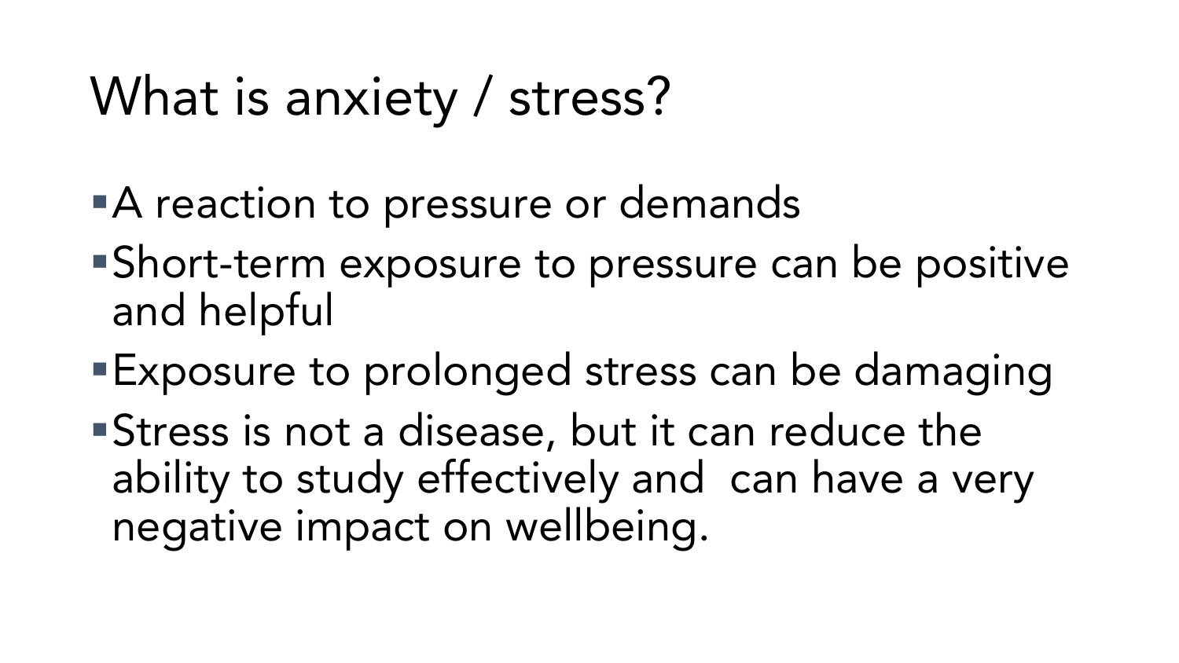# What is anxiety / stress?

- A reaction to pressure or demands
- Short-term exposure to pressure can be positive and helpful
- Exposure to prolonged stress can be damaging
- Stress is not a disease, but it can reduce the ability to study effectively and can have a very negative impact on wellbeing.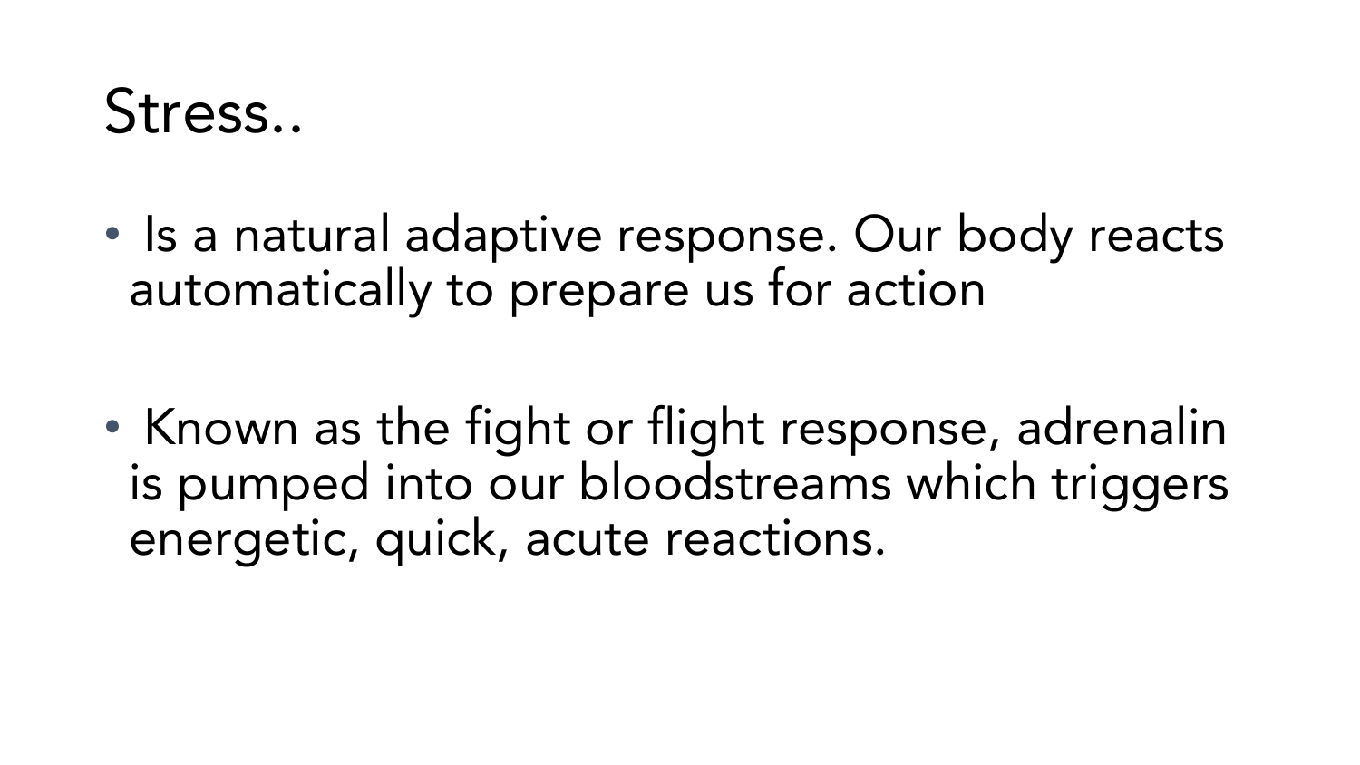# Stress..

- Is a natural adaptive response. Our body reacts automatically to prepare us for action

- Known as the fight or flight response, adrenalin is pumped into our bloodstreams which triggers energetic, quick, acute reactions.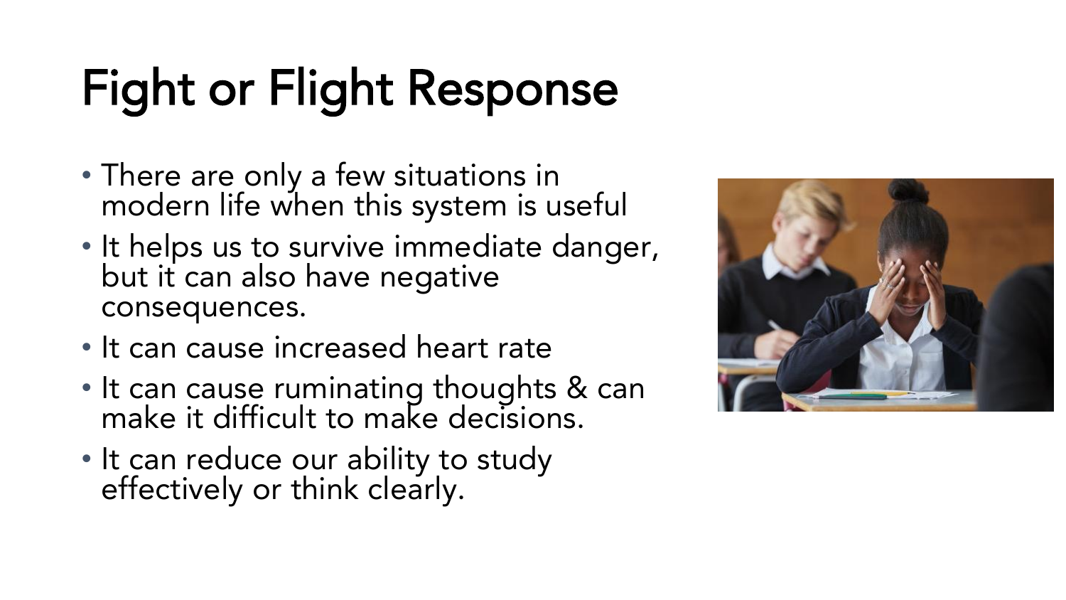# Fight or Flight Response

- There are only a few situations in modern life when this system is useful
- It helps us to survive immediate danger, but it can also have negative consequences.
- It can cause increased heart rate
- It can cause ruminating thoughts & can make it difficult to make decisions.
- It can reduce our ability to study effectively or think clearly.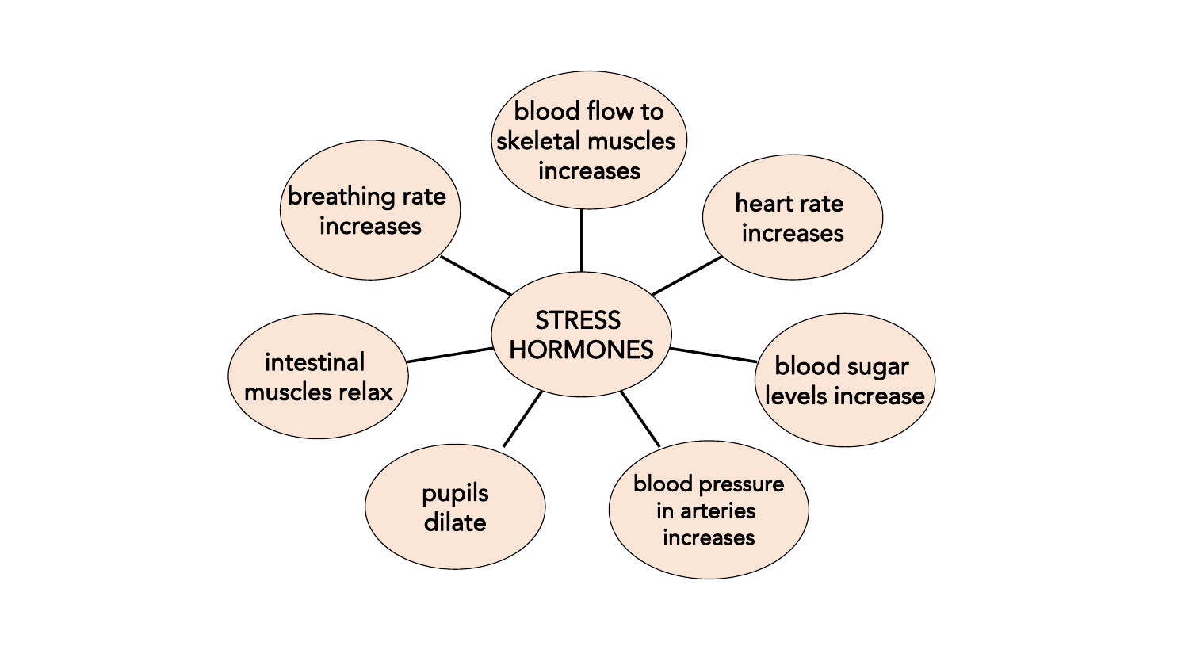STRESS HORMONES

- blood flow to skeletal muscles increases
- heart rate increases
- blood sugar levels increase
- blood pressure in arteries increases
- pupils dilate
- intestinal muscles relax
- breathing rate increases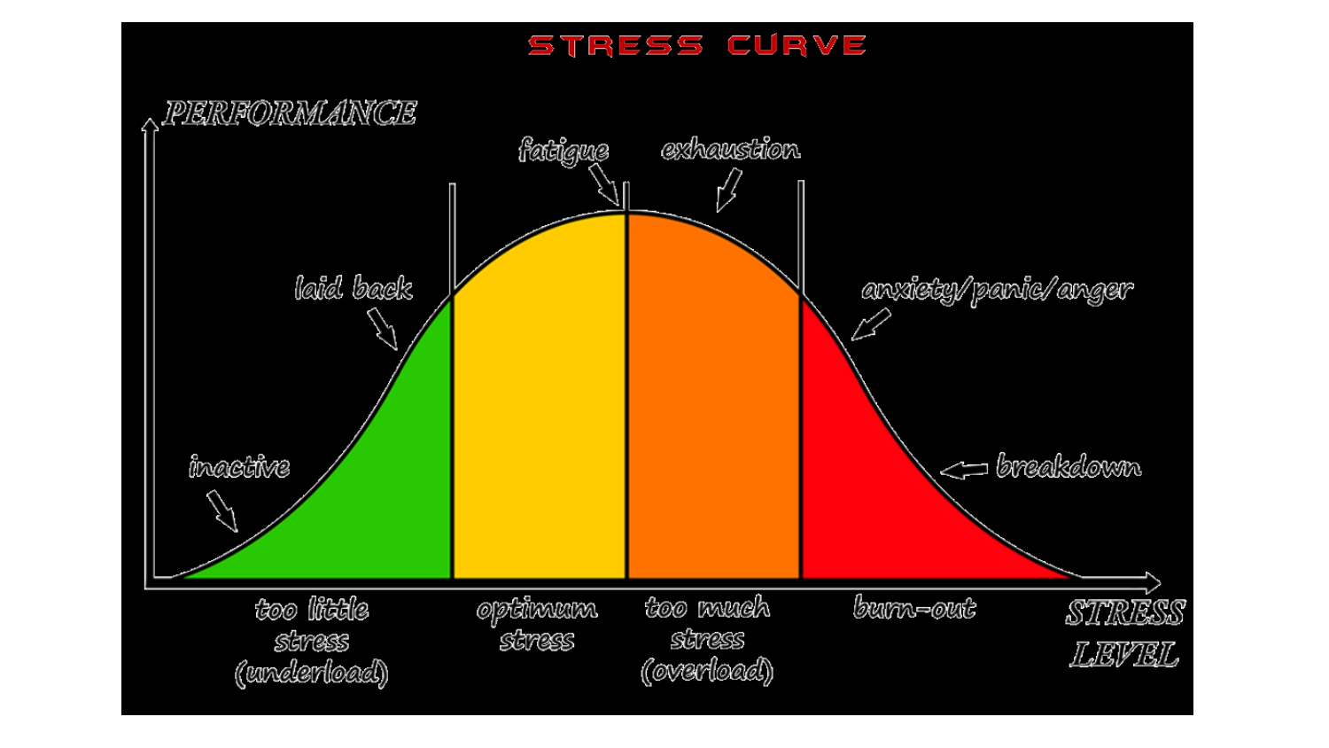# STRESS CURVE

PERFORMANCE

fatigue

exhaustion

laid back

anxiety/panic/anger

inactive

breakdown

too little stress (underload)

optimum stress

too much stress (overload)

burn-out

STRESS LEVEL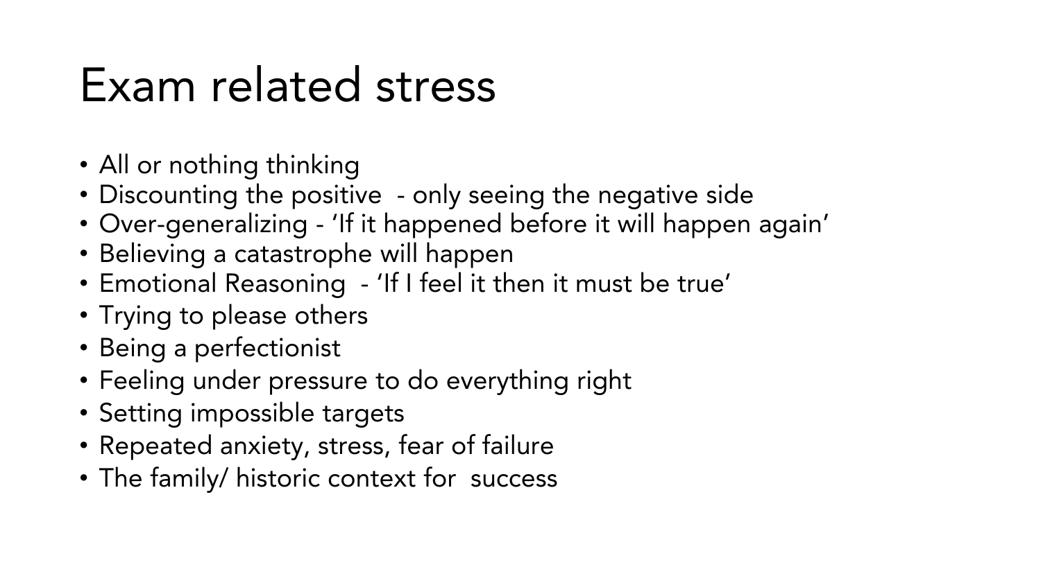# Exam related stress

- All or nothing thinking
- Discounting the positive  - only seeing the negative side
- Over-generalizing - 'If it happened before it will happen again'
- Believing a catastrophe will happen
- Emotional Reasoning  - 'If I feel it then it must be true'
- Trying to please others
- Being a perfectionist
- Feeling under pressure to do everything right
- Setting impossible targets
- Repeated anxiety, stress, fear of failure
- The family/ historic context for  success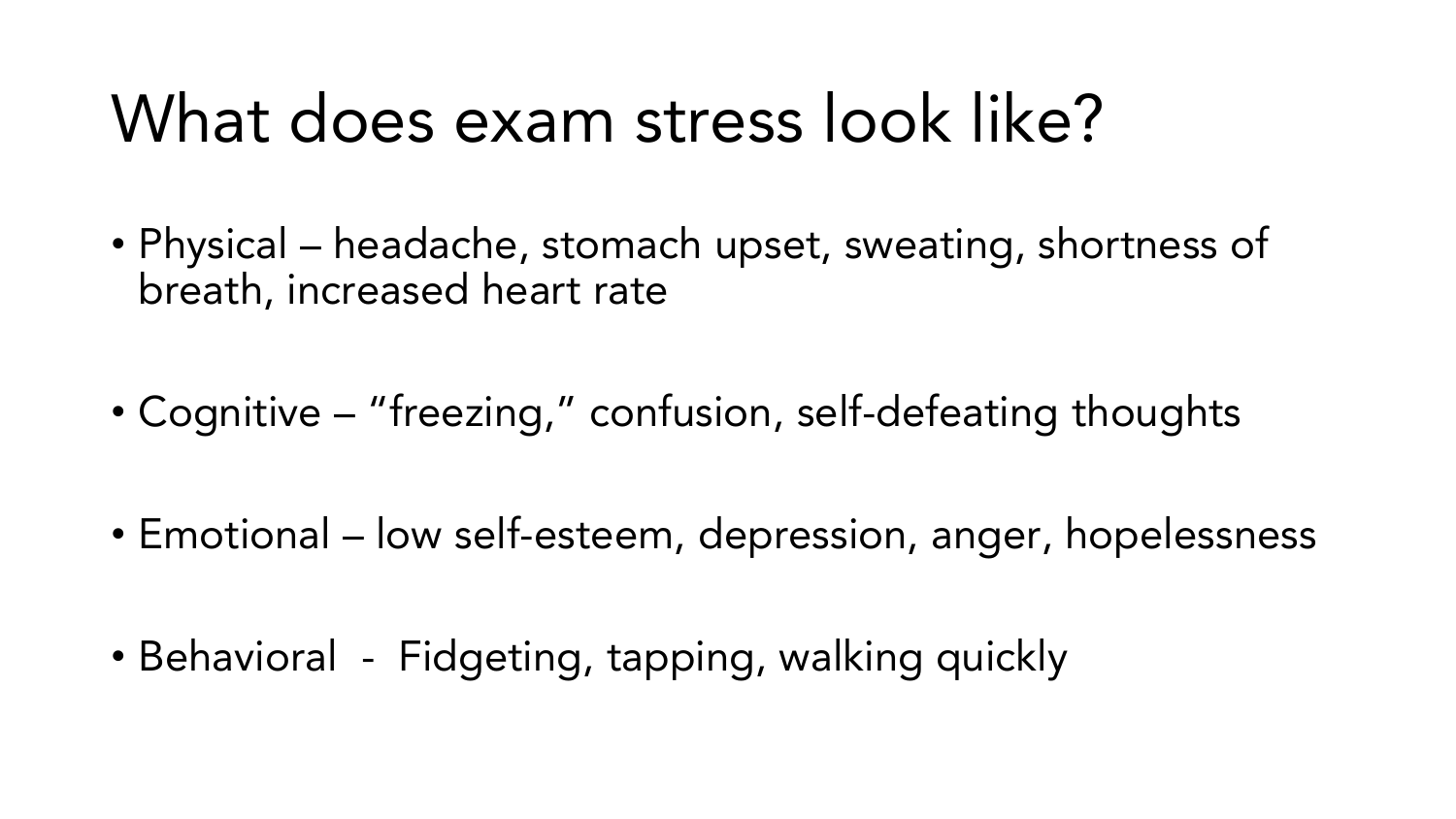# What does exam stress look like?

- Physical – headache, stomach upset, sweating, shortness of breath, increased heart rate
- Cognitive – "freezing," confusion, self-defeating thoughts
- Emotional – low self-esteem, depression, anger, hopelessness
- Behavioral - Fidgeting, tapping, walking quickly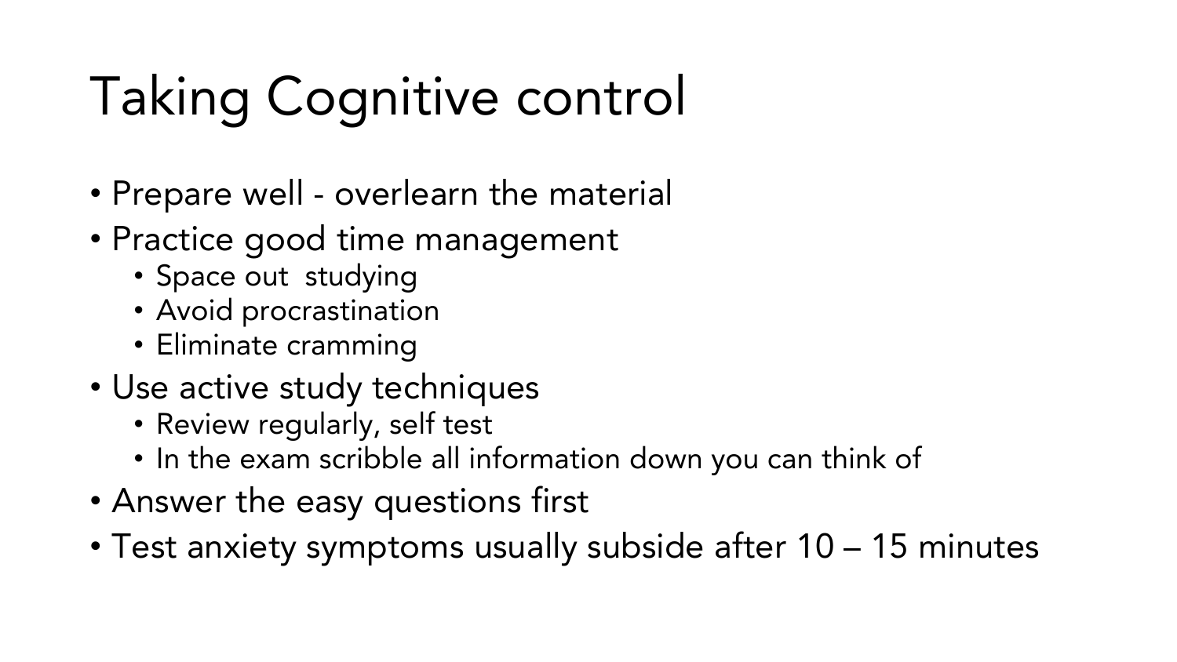# Taking Cognitive control

- Prepare well - overlearn the material
- Practice good time management
  - Space out  studying
  - Avoid procrastination
  - Eliminate cramming
- Use active study techniques
  - Review regularly, self test
  - In the exam scribble all information down you can think of
- Answer the easy questions first
- Test anxiety symptoms usually subside after 10 – 15 minutes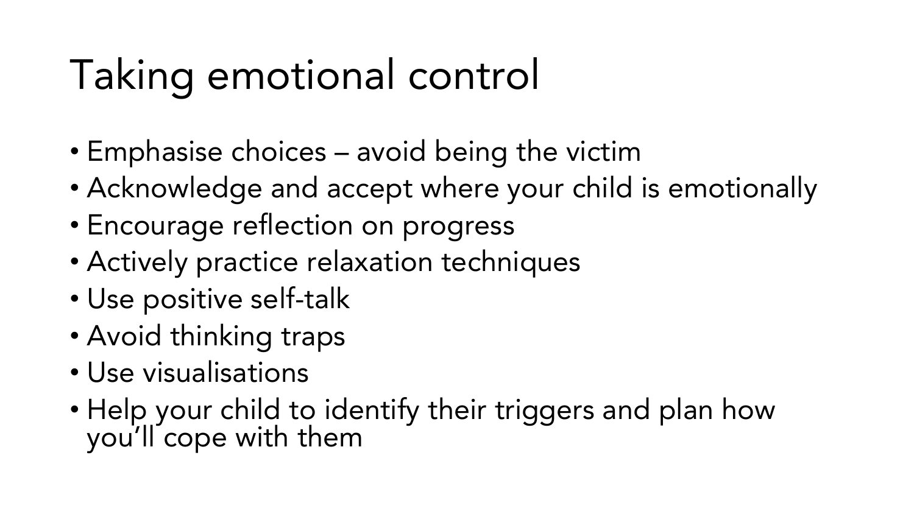# Taking emotional control

- Emphasise choices – avoid being the victim
- Acknowledge and accept where your child is emotionally
- Encourage reflection on progress
- Actively practice relaxation techniques
- Use positive self-talk
- Avoid thinking traps
- Use visualisations
- Help your child to identify their triggers and plan how you'll cope with them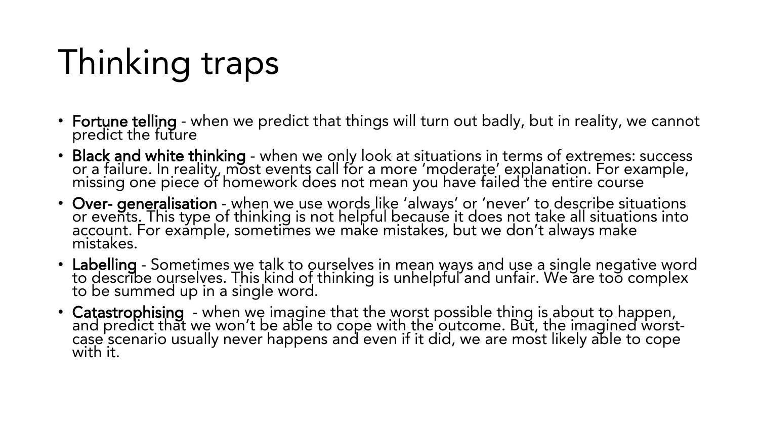# Thinking traps

- **Fortune telling** - when we predict that things will turn out badly, but in reality, we cannot predict the future
- **Black and white thinking** - when we only look at situations in terms of extremes: success or a failure. In reality, most events call for a more 'moderate' explanation. For example, missing one piece of homework does not mean you have failed the entire course
- **Over- generalisation** - when we use words like 'always' or 'never' to describe situations or events. This type of thinking is not helpful because it does not take all situations into account. For example, sometimes we make mistakes, but we don't always make mistakes.
- **Labelling** - Sometimes we talk to ourselves in mean ways and use a single negative word to describe ourselves. This kind of thinking is unhelpful and unfair. We are too complex to be summed up in a single word.
- **Catastrophising** - when we imagine that the worst possible thing is about to happen, and predict that we won't be able to cope with the outcome. But, the imagined worst-case scenario usually never happens and even if it did, we are most likely able to cope with it.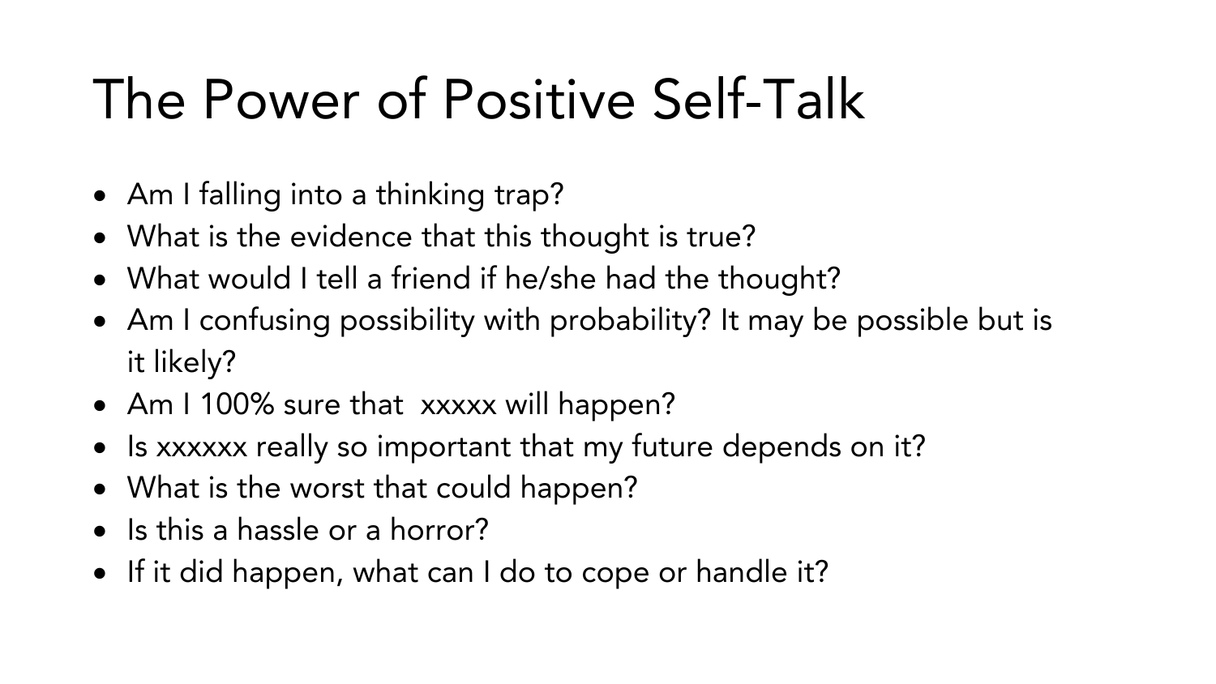# The Power of Positive Self-Talk

- Am I falling into a thinking trap?
- What is the evidence that this thought is true?
- What would I tell a friend if he/she had the thought?
- Am I confusing possibility with probability? It may be possible but is it likely?
- Am I 100% sure that  xxxxx will happen?
- Is xxxxxx really so important that my future depends on it?
- What is the worst that could happen?
- Is this a hassle or a horror?
- If it did happen, what can I do to cope or handle it?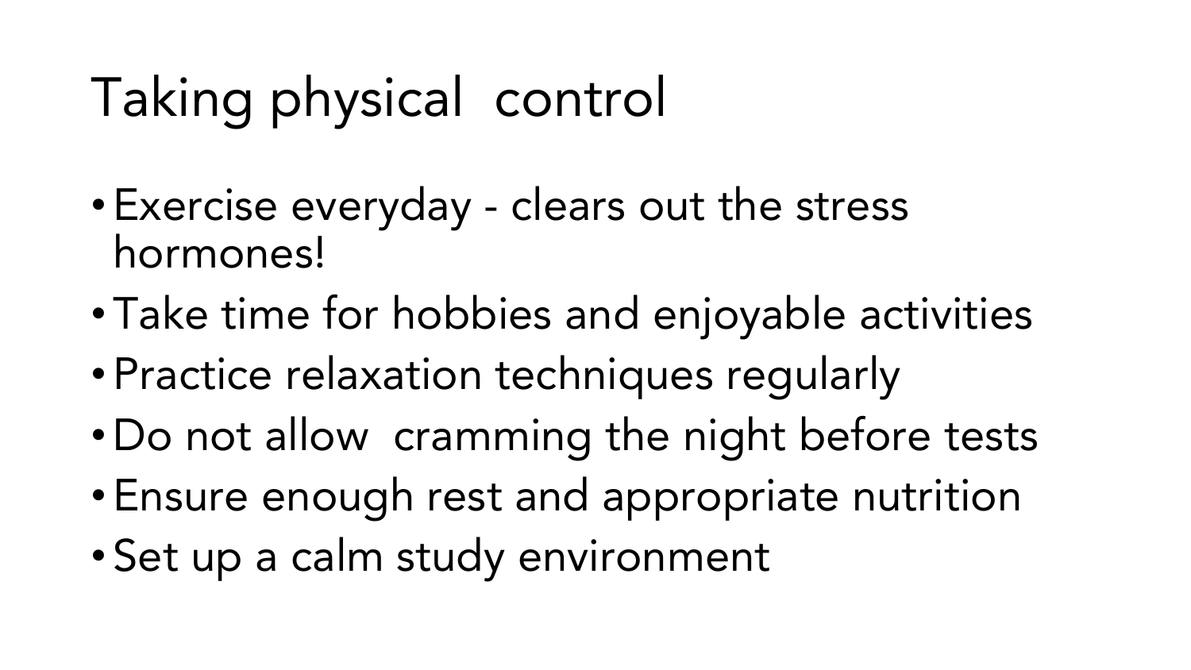# Taking physical control

- Exercise everyday - clears out the stress hormones!
- Take time for hobbies and enjoyable activities
- Practice relaxation techniques regularly
- Do not allow cramming the night before tests
- Ensure enough rest and appropriate nutrition
- Set up a calm study environment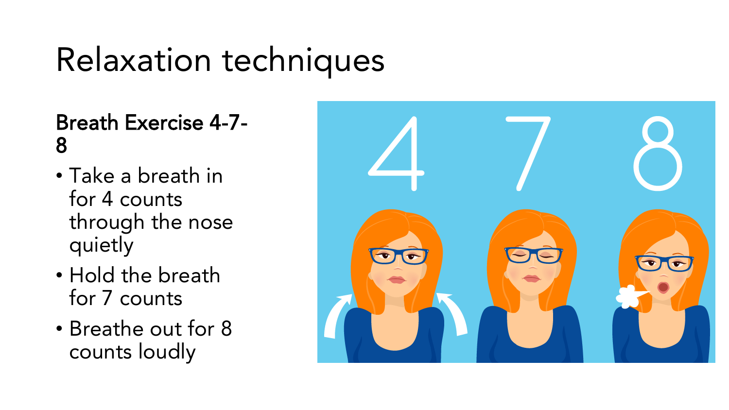# Relaxation techniques

**Breath Exercise 4-7-8**

- Take a breath in for 4 counts through the nose quietly
- Hold the breath for 7 counts
- Breathe out for 8 counts loudly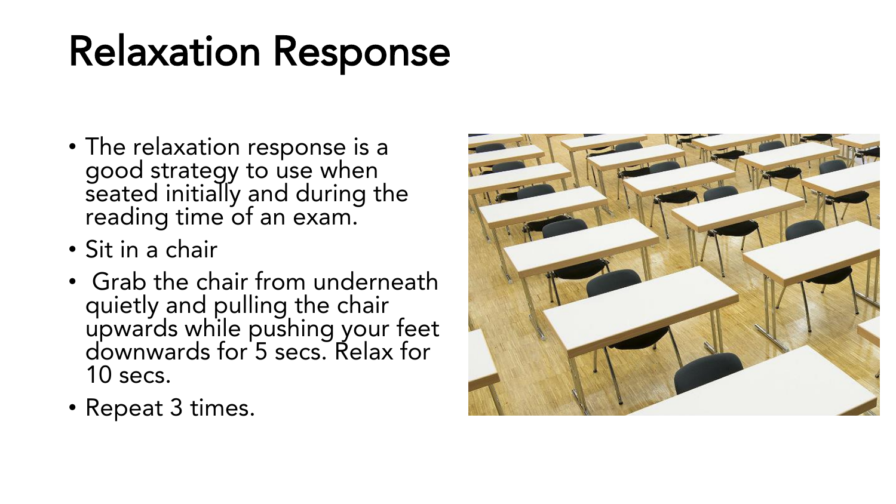# Relaxation Response

- The relaxation response is a good strategy to use when seated initially and during the reading time of an exam.
- Sit in a chair
- Grab the chair from underneath quietly and pulling the chair upwards while pushing your feet downwards for 5 secs. Relax for 10 secs.
- Repeat 3 times.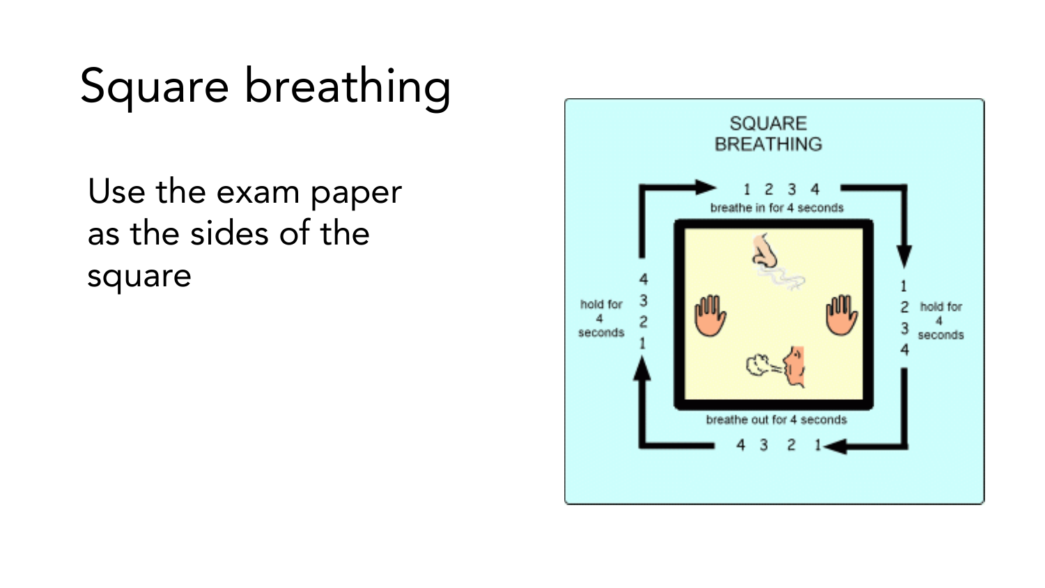# Square breathing

Use the exam paper as the sides of the square

SQUARE BREATHING

1 2 3 4
breathe in for 4 seconds

1 2 3 4
hold for 4 seconds

breathe out for 4 seconds
4 3 2 1

hold for 4 seconds
4 3 2 1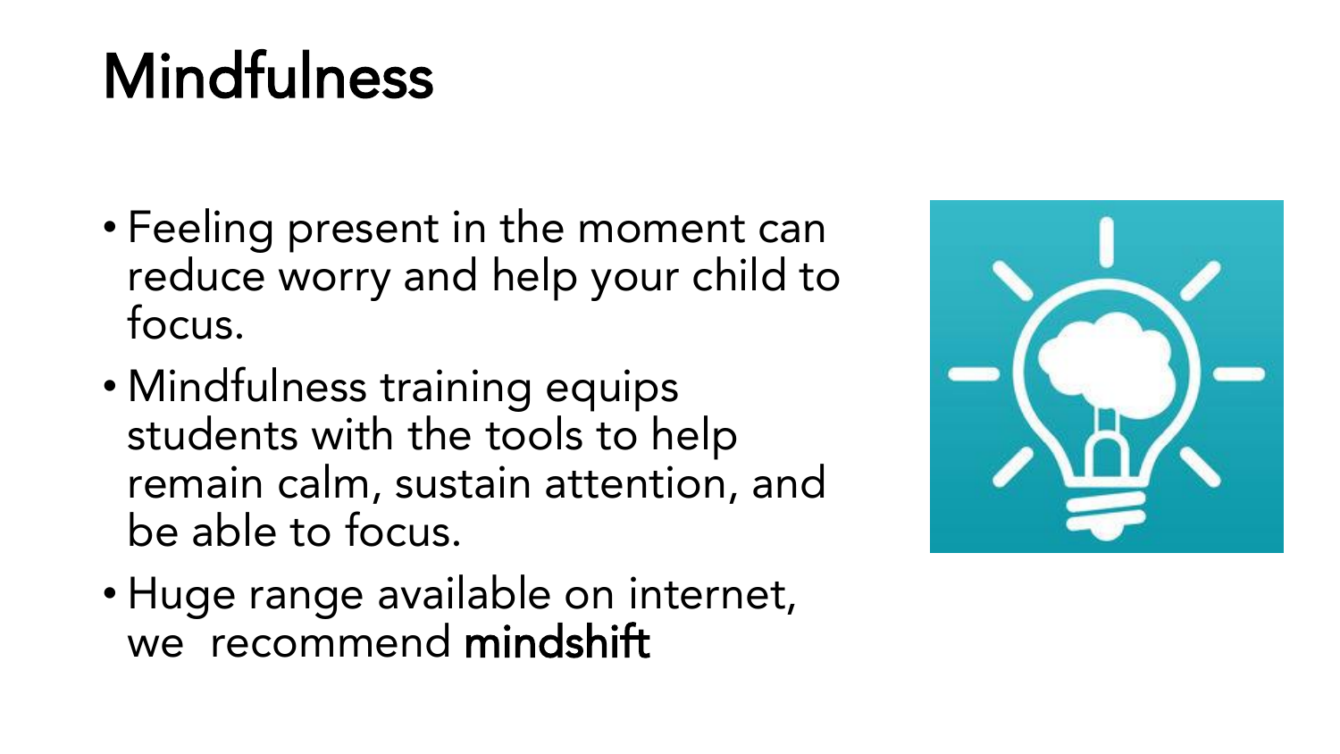# Mindfulness

- Feeling present in the moment can reduce worry and help your child to focus.
- Mindfulness training equips students with the tools to help remain calm, sustain attention, and be able to focus.
- Huge range available on internet, we recommend **mindshift**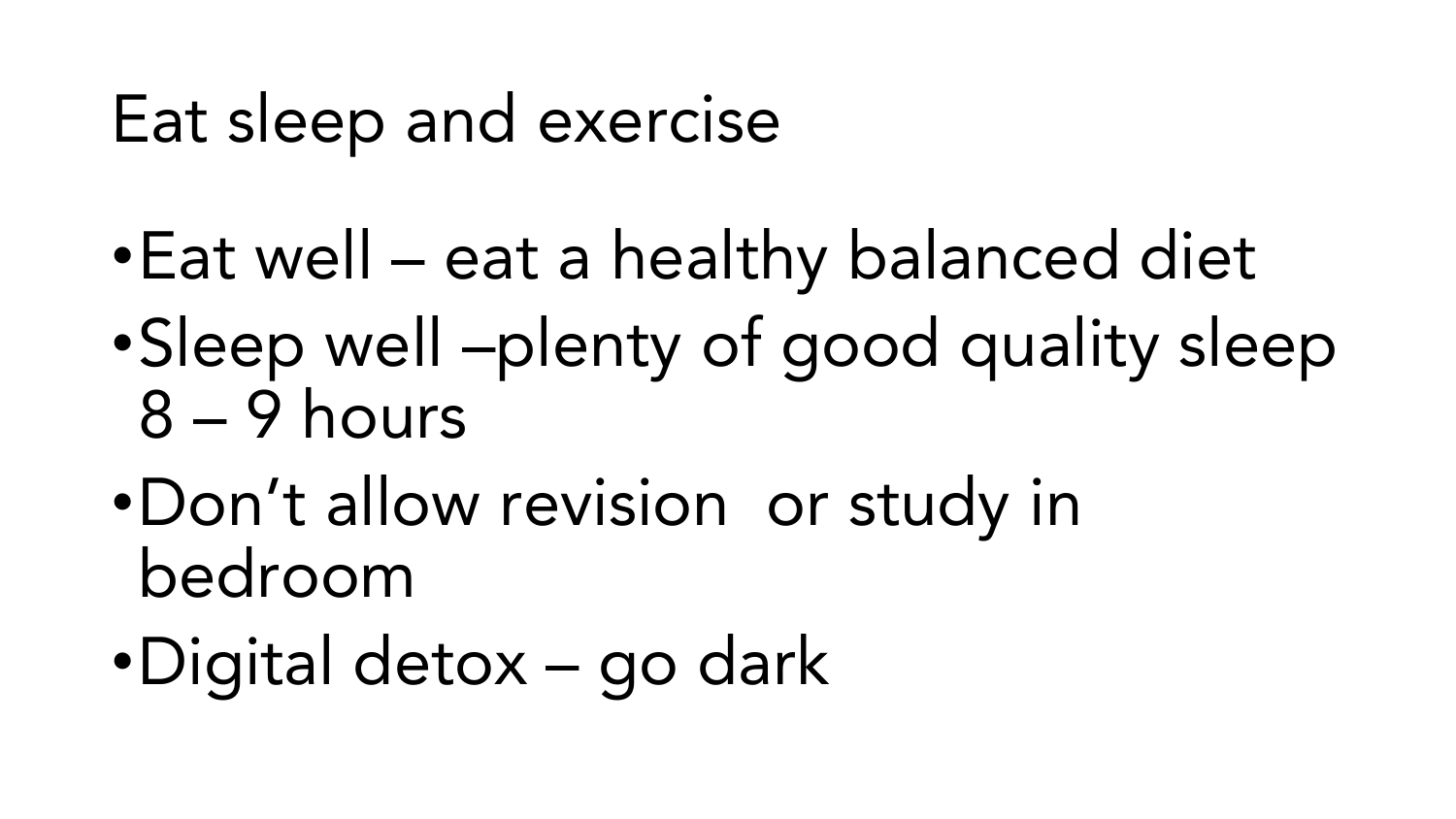# Eat sleep and exercise

- Eat well – eat a healthy balanced diet
- Sleep well –plenty of good quality sleep 8 – 9 hours
- Don't allow revision or study in bedroom
- Digital detox – go dark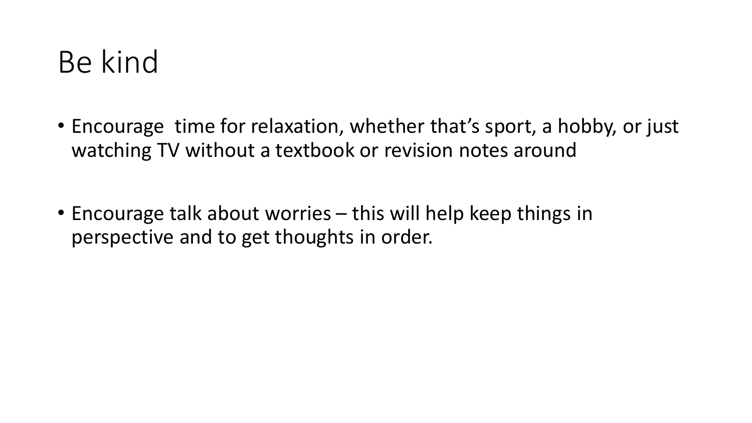# Be kind

- Encourage  time for relaxation, whether that's sport, a hobby, or just watching TV without a textbook or revision notes around

- Encourage talk about worries – this will help keep things in perspective and to get thoughts in order.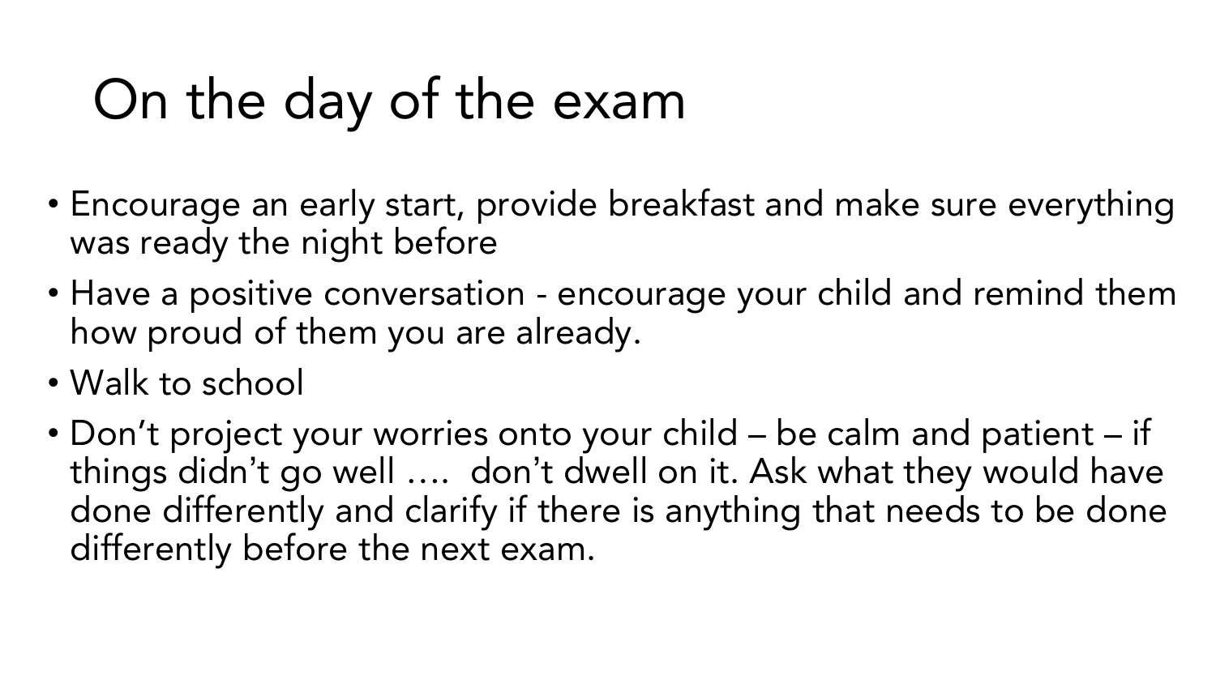# On the day of the exam

- Encourage an early start, provide breakfast and make sure everything was ready the night before
- Have a positive conversation - encourage your child and remind them how proud of them you are already.
- Walk to school
- Don't project your worries onto your child – be calm and patient – if things didn't go well …. don't dwell on it. Ask what they would have done differently and clarify if there is anything that needs to be done differently before the next exam.